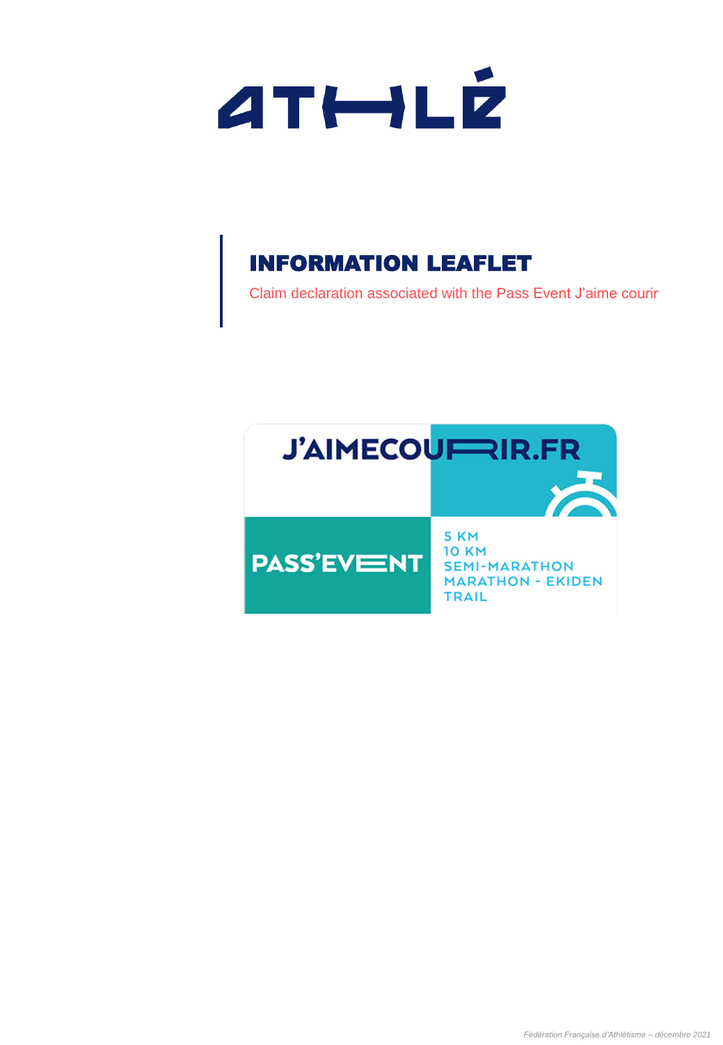ATHLÉ

# INFORMATION LEAFLET

Claim declaration associated with the Pass Event J'aime courir

J'AIMECOURIR.FR

PASS'EVENT

5 KM
10 KM
SEMI-MARATHON
MARATHON - EKIDEN
TRAIL

*Fédération Française d'Athlétisme – décembre 2021*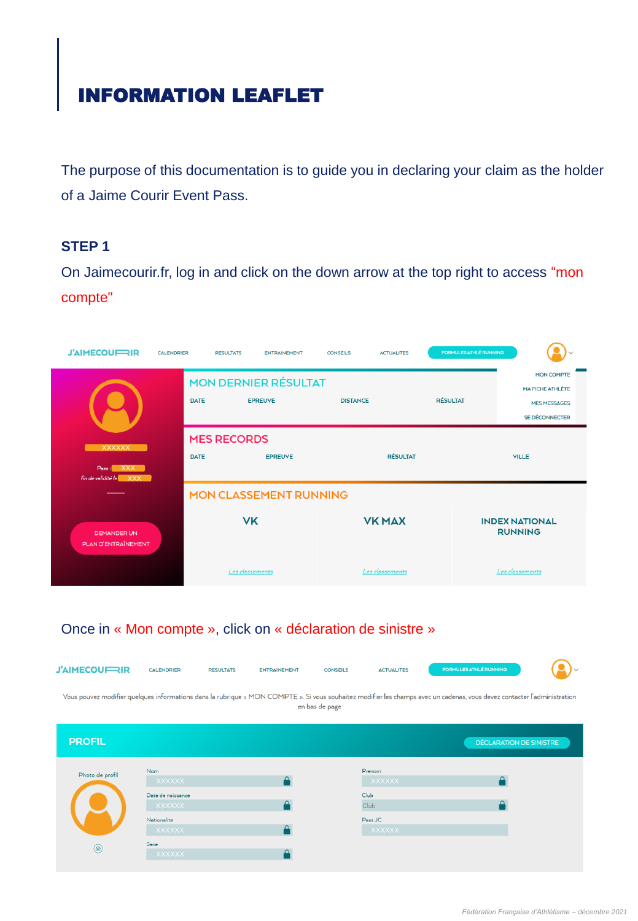# INFORMATION LEAFLET

The purpose of this documentation is to guide you in declaring your claim as the holder of a Jaime Courir Event Pass.

## STEP 1

On Jaimecourir.fr, log in and click on the down arrow at the top right to access "mon compte"

Once in « Mon compte », click on « déclaration de sinistre »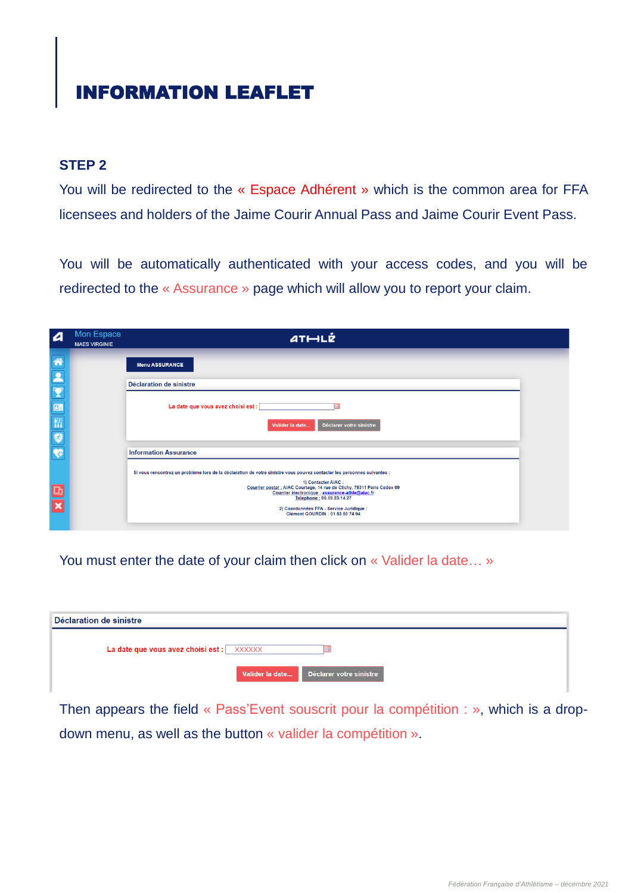# INFORMATION LEAFLET

## STEP 2

You will be redirected to the « Espace Adhérent » which is the common area for FFA licensees and holders of the Jaime Courir Annual Pass and Jaime Courir Event Pass.

You will be automatically authenticated with your access codes, and you will be redirected to the « Assurance » page which will allow you to report your claim.

You must enter the date of your claim then click on « Valider la date… »

Then appears the field « Pass'Event souscrit pour la compétition : », which is a drop-down menu, as well as the button « valider la compétition ».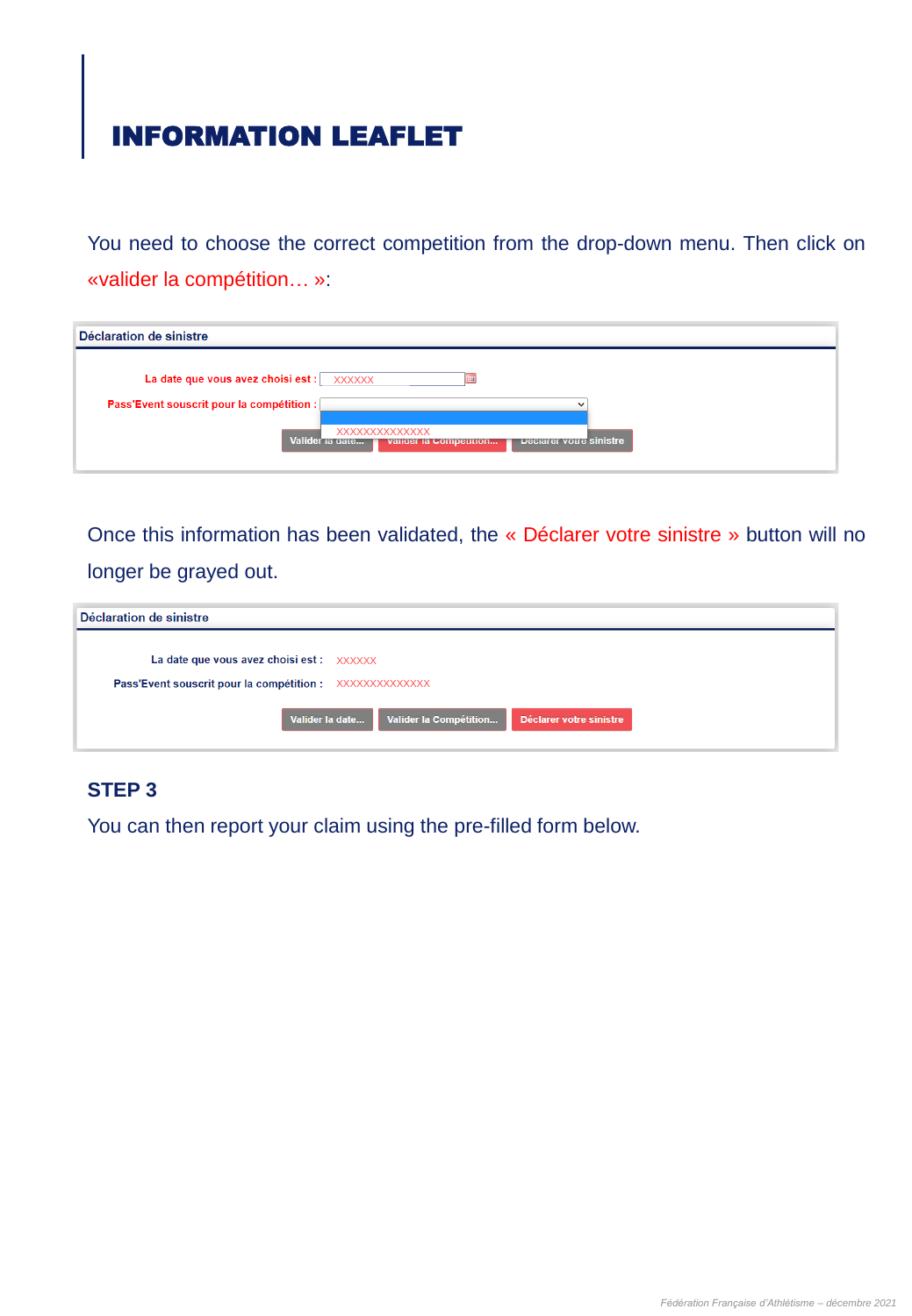# INFORMATION LEAFLET

You need to choose the correct competition from the drop-down menu. Then click on «valider la compétition… »:

Déclaration de sinistre

La date que vous avez choisi est : XXXXXX

Pass'Event souscrit pour la compétition : XXXXXXXXXXXXXX

Valider la date... | Valider la Compétition... | Déclarer votre sinistre

Once this information has been validated, the « Déclarer votre sinistre » button will no longer be grayed out.

Déclaration de sinistre

La date que vous avez choisi est : XXXXXX

Pass'Event souscrit pour la compétition : XXXXXXXXXXXXXX

Valider la date... | Valider la Compétition... | Déclarer votre sinistre

## STEP 3

You can then report your claim using the pre-filled form below.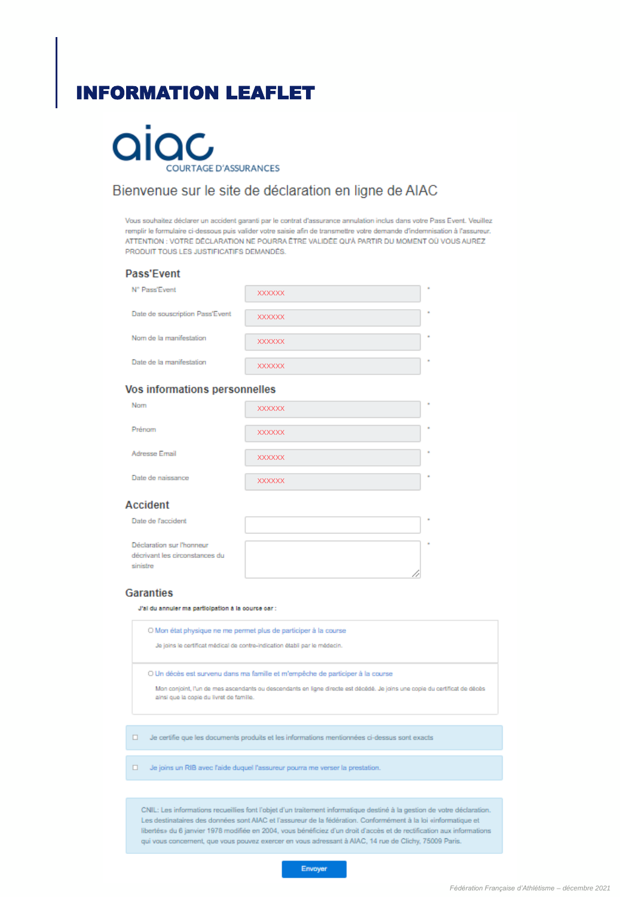# INFORMATION LEAFLET

aiac
COURTAGE D'ASSURANCES

Bienvenue sur le site de déclaration en ligne de AIAC

Vous souhaitez déclarer un accident garanti par le contrat d'assurance annulation inclus dans votre Pass Event. Veuillez remplir le formulaire ci-dessous puis valider votre saisie afin de transmettre votre demande d'indemnisation à l'assureur. ATTENTION : VOTRE DÉCLARATION NE POURRA ÊTRE VALIDÉE QU'À PARTIR DU MOMENT OÙ VOUS AUREZ PRODUIT TOUS LES JUSTIFICATIFS DEMANDÉS.

## Pass'Event

| | | |
|---|---|---|
| N° Pass'Event | XXXXXX | * |
| Date de souscription Pass'Event | XXXXXX | * |
| Nom de la manifestation | XXXXXX | * |
| Date de la manifestation | XXXXXX | * |

## Vos informations personnelles

| | | |
|---|---|---|
| Nom | XXXXXX | * |
| Prénom | XXXXXX | * |
| Adresse Email | XXXXXX | * |
| Date de naissance | XXXXXX | * |

## Accident

| | | |
|---|---|---|
| Date de l'accident | | * |
| Déclaration sur l'honneur décrivant les circonstances du sinistre | | * |

## Garanties

**J'ai du annuler ma participation à la course car :**

- ○ Mon état physique ne me permet plus de participer à la course

  Je joins le certificat médical de contre-indication établi par le médecin.

- ○ Un décès est survenu dans ma famille et m'empêche de participer à la course

  Mon conjoint, l'un de mes ascendants ou descendants en ligne directe est décédé. Je joins une copie du certificat de décès ainsi que la copie du livret de famille.

☐ Je certifie que les documents produits et les informations mentionnées ci-dessus sont exacts

☐ Je joins un RIB avec l'aide duquel l'assureur pourra me verser la prestation.

CNIL: Les informations recueillies font l'objet d'un traitement informatique destiné à la gestion de votre déclaration. Les destinataires des données sont AIAC et l'assureur de la fédération. Conformément à la loi «informatique et libertés» du 6 janvier 1978 modifiée en 2004, vous bénéficiez d'un droit d'accès et de rectification aux informations qui vous concernent, que vous pouvez exercer en vous adressant à AIAC, 14 rue de Clichy, 75009 Paris.

Envoyer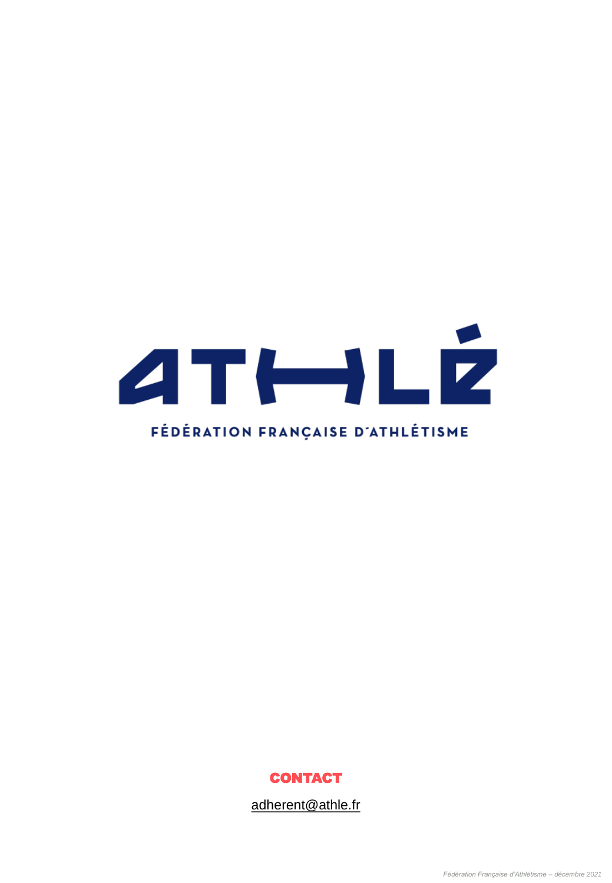ATHLÉ

FÉDÉRATION FRANÇAISE D'ATHLÉTISME

**CONTACT**

adherent@athle.fr